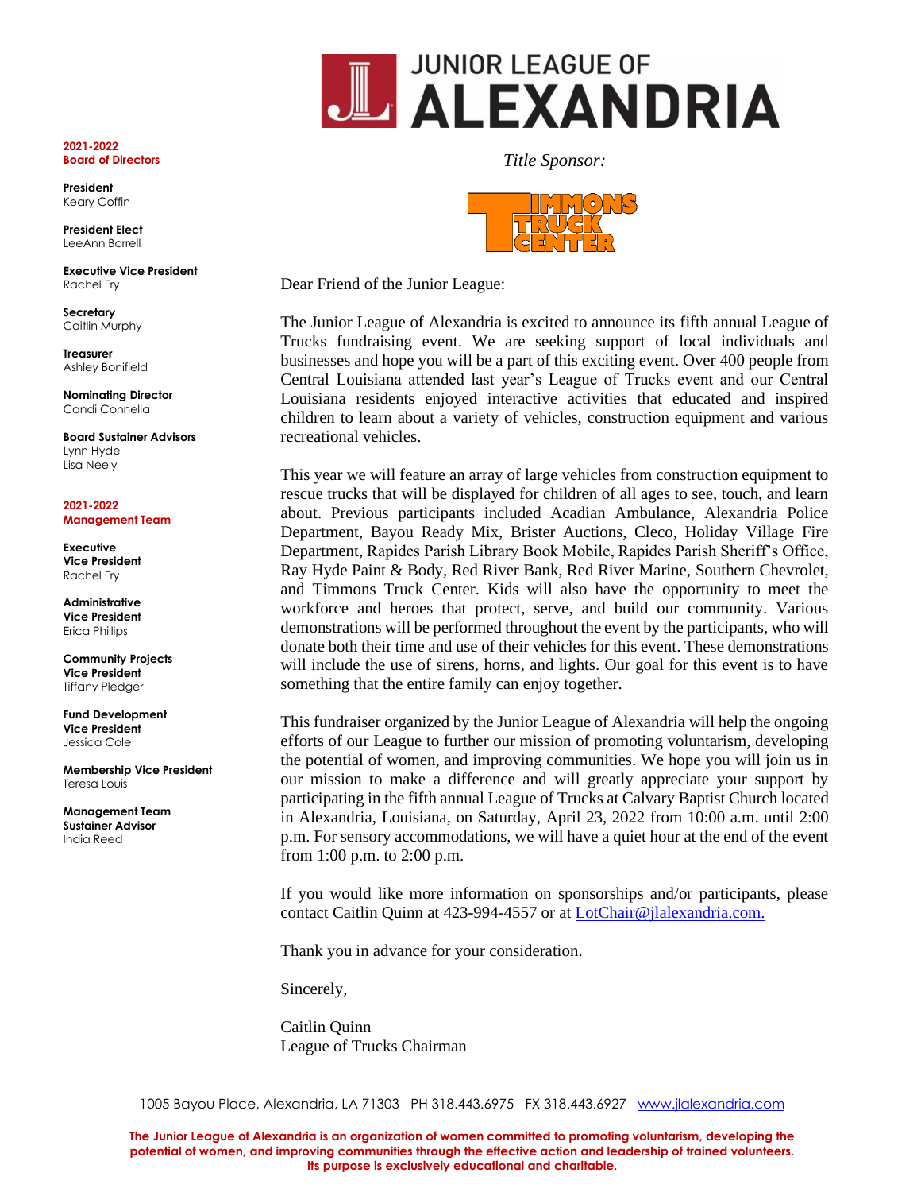# JUNIOR LEAGUE OF ALEXANDRIA

*Title Sponsor:*

TIMMONS TRUCK CENTER

**2021-2022 Board of Directors**

**President**
Keary Coffin

**President Elect**
LeeAnn Borrell

**Executive Vice President**
Rachel Fry

**Secretary**
Caitlin Murphy

**Treasurer**
Ashley Bonifield

**Nominating Director**
Candi Connella

**Board Sustainer Advisors**
Lynn Hyde
Lisa Neely

**2021-2022 Management Team**

**Executive Vice President**
Rachel Fry

**Administrative Vice President**
Erica Phillips

**Community Projects Vice President**
Tiffany Pledger

**Fund Development Vice President**
Jessica Cole

**Membership Vice President**
Teresa Louis

**Management Team Sustainer Advisor**
India Reed

Dear Friend of the Junior League:

The Junior League of Alexandria is excited to announce its fifth annual League of Trucks fundraising event. We are seeking support of local individuals and businesses and hope you will be a part of this exciting event. Over 400 people from Central Louisiana attended last year's League of Trucks event and our Central Louisiana residents enjoyed interactive activities that educated and inspired children to learn about a variety of vehicles, construction equipment and various recreational vehicles.

This year we will feature an array of large vehicles from construction equipment to rescue trucks that will be displayed for children of all ages to see, touch, and learn about. Previous participants included Acadian Ambulance, Alexandria Police Department, Bayou Ready Mix, Brister Auctions, Cleco, Holiday Village Fire Department, Rapides Parish Library Book Mobile, Rapides Parish Sheriff's Office, Ray Hyde Paint & Body, Red River Bank, Red River Marine, Southern Chevrolet, and Timmons Truck Center. Kids will also have the opportunity to meet the workforce and heroes that protect, serve, and build our community. Various demonstrations will be performed throughout the event by the participants, who will donate both their time and use of their vehicles for this event. These demonstrations will include the use of sirens, horns, and lights. Our goal for this event is to have something that the entire family can enjoy together.

This fundraiser organized by the Junior League of Alexandria will help the ongoing efforts of our League to further our mission of promoting voluntarism, developing the potential of women, and improving communities. We hope you will join us in our mission to make a difference and will greatly appreciate your support by participating in the fifth annual League of Trucks at Calvary Baptist Church located in Alexandria, Louisiana, on Saturday, April 23, 2022 from 10:00 a.m. until 2:00 p.m. For sensory accommodations, we will have a quiet hour at the end of the event from 1:00 p.m. to 2:00 p.m.

If you would like more information on sponsorships and/or participants, please contact Caitlin Quinn at 423-994-4557 or at LotChair@jlalexandria.com.

Thank you in advance for your consideration.

Sincerely,

Caitlin Quinn
League of Trucks Chairman

1005 Bayou Place, Alexandria, LA 71303 PH 318.443.6975 FX 318.443.6927 www.jlalexandria.com

**The Junior League of Alexandria is an organization of women committed to promoting voluntarism, developing the potential of women, and improving communities through the effective action and leadership of trained volunteers. Its purpose is exclusively educational and charitable.**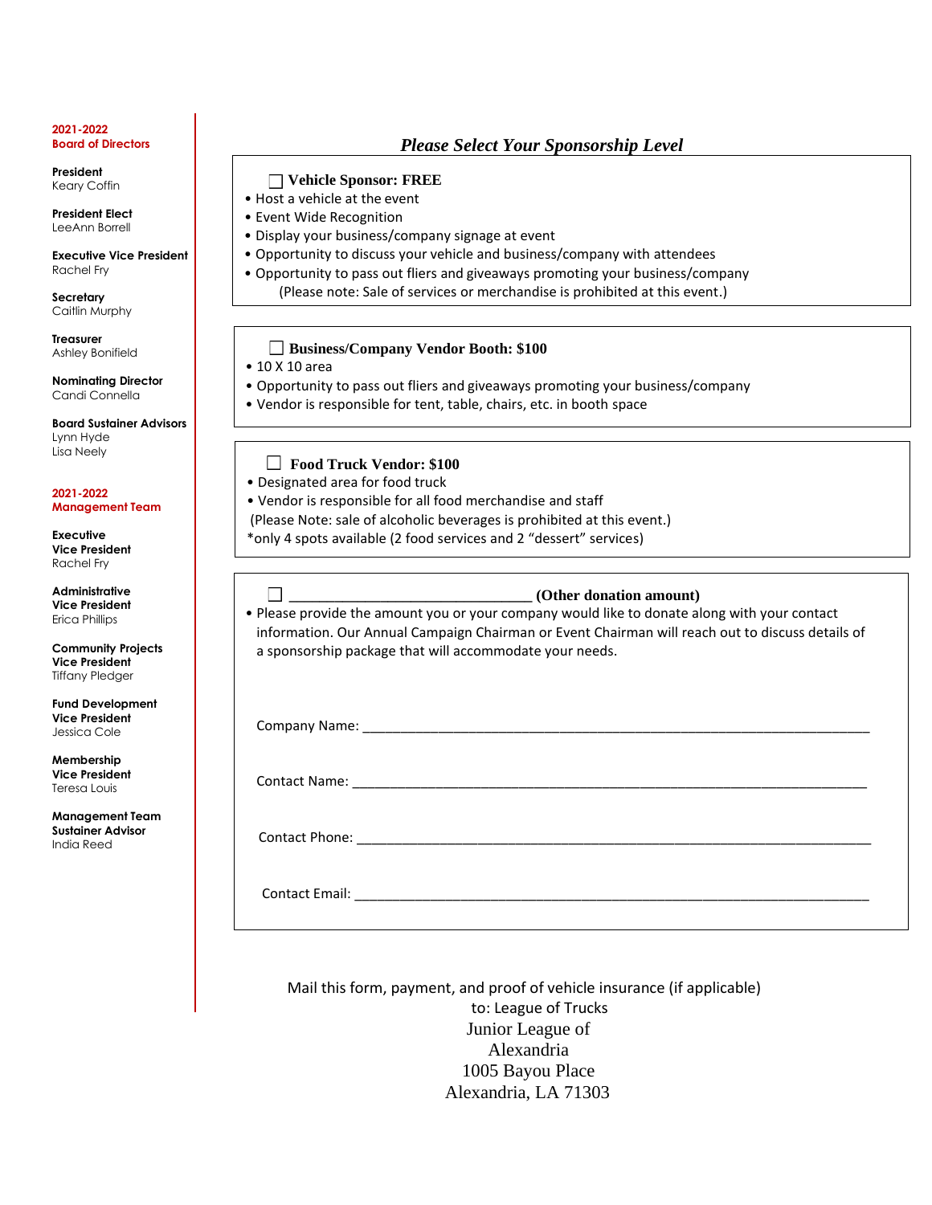**2021-2022**
**Board of Directors**

**President**
Keary Coffin

**President Elect**
LeeAnn Borrell

**Executive Vice President**
Rachel Fry

**Secretary**
Caitlin Murphy

**Treasurer**
Ashley Bonifield

**Nominating Director**
Candi Connella

**Board Sustainer Advisors**
Lynn Hyde
Lisa Neely

**2021-2022**
**Management Team**

**Executive Vice President**
Rachel Fry

**Administrative Vice President**
Erica Phillips

**Community Projects Vice President**
Tiffany Pledger

**Fund Development Vice President**
Jessica Cole

**Membership Vice President**
Teresa Louis

**Management Team Sustainer Advisor**
India Reed

## *Please Select Your Sponsorship Level*

☐ **Vehicle Sponsor: FREE**

- Host a vehicle at the event
- Event Wide Recognition
- Display your business/company signage at event
- Opportunity to discuss your vehicle and business/company with attendees
- Opportunity to pass out fliers and giveaways promoting your business/company

(Please note: Sale of services or merchandise is prohibited at this event.)

☐ **Business/Company Vendor Booth: $100**

- 10 X 10 area
- Opportunity to pass out fliers and giveaways promoting your business/company
- Vendor is responsible for tent, table, chairs, etc. in booth space

☐ **Food Truck Vendor: $100**

- Designated area for food truck
- Vendor is responsible for all food merchandise and staff

(Please Note: sale of alcoholic beverages is prohibited at this event.)

*only 4 spots available (2 food services and 2 “dessert” services)

☐ ______________________________ **(Other donation amount)**

- Please provide the amount you or your company would like to donate along with your contact information. Our Annual Campaign Chairman or Event Chairman will reach out to discuss details of a sponsorship package that will accommodate your needs.

Company Name: ______________________________________________________________

Contact Name: ______________________________________________________________

Contact Phone: ______________________________________________________________

Contact Email: ______________________________________________________________

Mail this form, payment, and proof of vehicle insurance (if applicable)
to: League of Trucks
Junior League of
Alexandria
1005 Bayou Place
Alexandria, LA 71303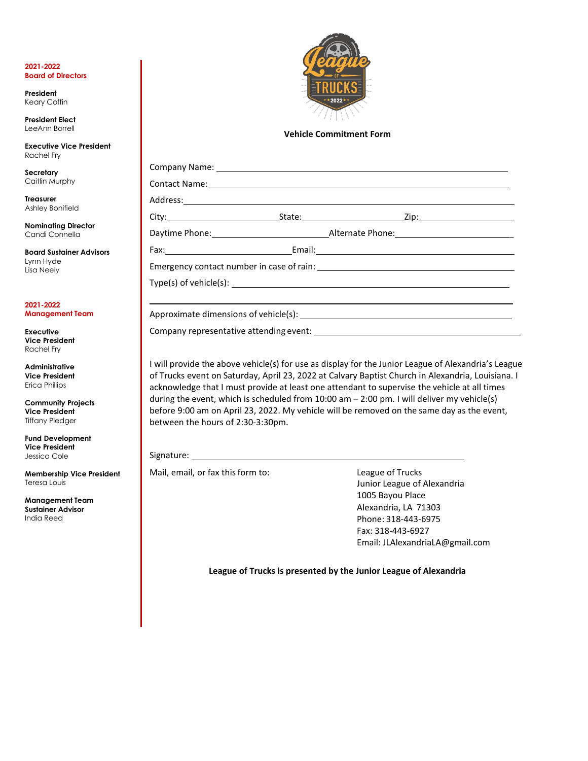**2021-2022**
**Board of Directors**

**President**
Keary Coffin

**President Elect**
LeeAnn Borrell

**Executive Vice President**
Rachel Fry

**Secretary**
Caitlin Murphy

**Treasurer**
Ashley Bonifield

**Nominating Director**
Candi Connella

**Board Sustainer Advisors**
Lynn Hyde
Lisa Neely

**2021-2022**
**Management Team**

**Executive Vice President**
Rachel Fry

**Administrative Vice President**
Erica Phillips

**Community Projects Vice President**
Tiffany Pledger

**Fund Development Vice President**
Jessica Cole

**Membership Vice President**
Teresa Louis

**Management Team Sustainer Advisor**
India Reed

## Vehicle Commitment Form

Company Name: ______________________________________________

Contact Name: ______________________________________________

Address: ______________________________________________

City: ____________________ State: ____________________ Zip: ____________________

Daytime Phone: ____________________ Alternate Phone: ____________________

Fax: ____________________ Email: ______________________________

Emergency contact number in case of rain: ______________________________

Type(s) of vehicle(s): ______________________________________________

______________________________________________

Approximate dimensions of vehicle(s): ______________________________

Company representative attending event: ______________________________

I will provide the above vehicle(s) for use as display for the Junior League of Alexandria's League of Trucks event on Saturday, April 23, 2022 at Calvary Baptist Church in Alexandria, Louisiana. I acknowledge that I must provide at least one attendant to supervise the vehicle at all times during the event, which is scheduled from 10:00 am – 2:00 pm. I will deliver my vehicle(s) before 9:00 am on April 23, 2022. My vehicle will be removed on the same day as the event, between the hours of 2:30-3:30pm.

Signature: ______________________________________________

Mail, email, or fax this form to:

League of Trucks
Junior League of Alexandria
1005 Bayou Place
Alexandria, LA 71303
Phone: 318-443-6975
Fax: 318-443-6927
Email: JLAlexandriaLA@gmail.com

**League of Trucks is presented by the Junior League of Alexandria**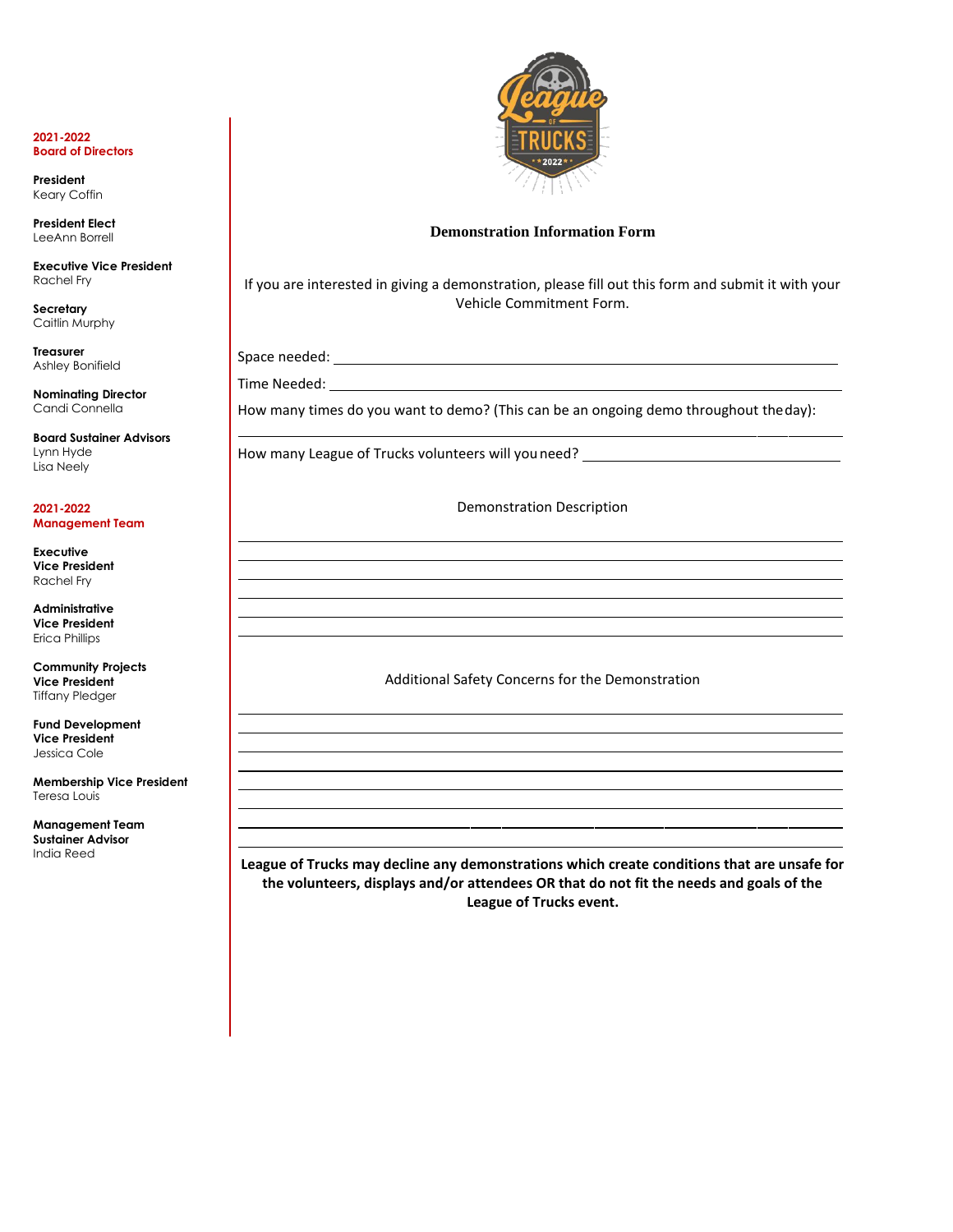**2021-2022 Board of Directors**

**President**
Keary Coffin

**President Elect**
LeeAnn Borrell

**Executive Vice President**
Rachel Fry

**Secretary**
Caitlin Murphy

**Treasurer**
Ashley Bonifield

**Nominating Director**
Candi Connella

**Board Sustainer Advisors**
Lynn Hyde
Lisa Neely

**2021-2022 Management Team**

**Executive Vice President**
Rachel Fry

**Administrative Vice President**
Erica Phillips

**Community Projects Vice President**
Tiffany Pledger

**Fund Development Vice President**
Jessica Cole

**Membership Vice President**
Teresa Louis

**Management Team Sustainer Advisor**
India Reed

## Demonstration Information Form

If you are interested in giving a demonstration, please fill out this form and submit it with your Vehicle Commitment Form.

Space needed: ______________________________________________

Time Needed: ______________________________________________

How many times do you want to demo? (This can be an ongoing demo throughout the day):

______________________________________________

How many League of Trucks volunteers will you need? ____________________

Demonstration Description

______________________________________________

______________________________________________

______________________________________________

______________________________________________

______________________________________________

______________________________________________

Additional Safety Concerns for the Demonstration

______________________________________________

______________________________________________

______________________________________________

______________________________________________

______________________________________________

______________________________________________

______________________________________________

______________________________________________

**League of Trucks may decline any demonstrations which create conditions that are unsafe for the volunteers, displays and/or attendees OR that do not fit the needs and goals of the League of Trucks event.**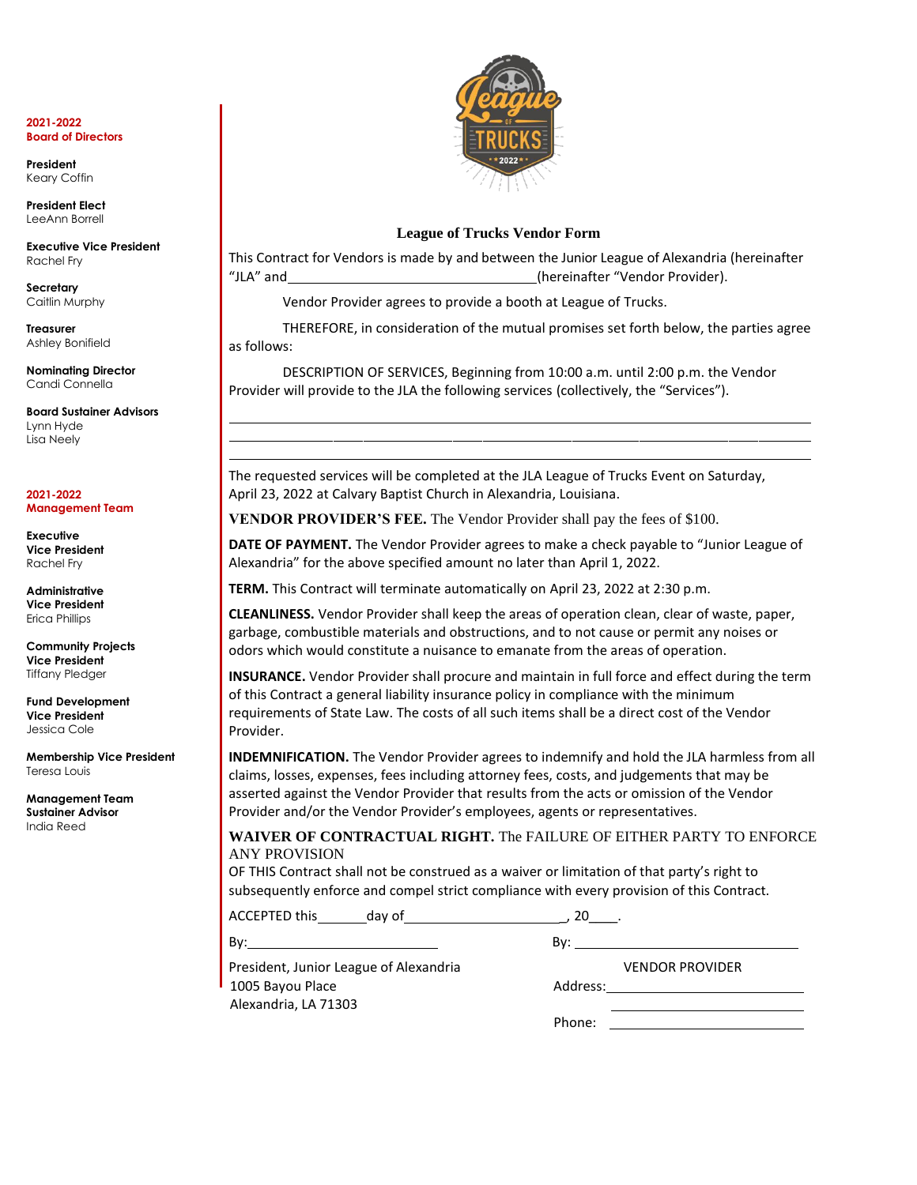**2021-2022**
**Board of Directors**

**President**
Keary Coffin

**President Elect**
LeeAnn Borrell

**Executive Vice President**
Rachel Fry

**Secretary**
Caitlin Murphy

**Treasurer**
Ashley Bonifield

**Nominating Director**
Candi Connella

**Board Sustainer Advisors**
Lynn Hyde
Lisa Neely

**2021-2022**
**Management Team**

**Executive Vice President**
Rachel Fry

**Administrative Vice President**
Erica Phillips

**Community Projects Vice President**
Tiffany Pledger

**Fund Development Vice President**
Jessica Cole

**Membership Vice President**
Teresa Louis

**Management Team Sustainer Advisor**
India Reed

## League of Trucks Vendor Form

This Contract for Vendors is made by and between the Junior League of Alexandria (hereinafter "JLA" and \_\_\_\_\_\_\_\_\_\_\_\_\_\_\_\_\_\_\_\_\_\_\_\_\_\_\_\_\_\_(hereinafter "Vendor Provider).

Vendor Provider agrees to provide a booth at League of Trucks.

THEREFORE, in consideration of the mutual promises set forth below, the parties agree as follows:

DESCRIPTION OF SERVICES, Beginning from 10:00 a.m. until 2:00 p.m. the Vendor Provider will provide to the JLA the following services (collectively, the "Services").

\_\_\_\_\_\_\_\_\_\_\_\_\_\_\_\_\_\_\_\_\_\_\_\_\_\_\_\_\_\_\_\_\_\_\_\_\_\_\_\_\_\_\_\_\_\_\_\_\_\_\_\_\_\_\_\_\_\_\_\_\_\_\_\_\_\_\_\_\_\_\_\_

\_\_\_\_\_\_\_\_\_\_\_\_\_\_\_\_\_\_\_\_\_\_\_\_\_\_\_\_\_\_\_\_\_\_\_\_\_\_\_\_\_\_\_\_\_\_\_\_\_\_\_\_\_\_\_\_\_\_\_\_\_\_\_\_\_\_\_\_\_\_\_\_

\_\_\_\_\_\_\_\_\_\_\_\_\_\_\_\_\_\_\_\_\_\_\_\_\_\_\_\_\_\_\_\_\_\_\_\_\_\_\_\_\_\_\_\_\_\_\_\_\_\_\_\_\_\_\_\_\_\_\_\_\_\_\_\_\_\_\_\_\_\_\_\_

The requested services will be completed at the JLA League of Trucks Event on Saturday, April 23, 2022 at Calvary Baptist Church in Alexandria, Louisiana.

**VENDOR PROVIDER'S FEE.** The Vendor Provider shall pay the fees of $100.

**DATE OF PAYMENT.** The Vendor Provider agrees to make a check payable to "Junior League of Alexandria" for the above specified amount no later than April 1, 2022.

**TERM.** This Contract will terminate automatically on April 23, 2022 at 2:30 p.m.

**CLEANLINESS.** Vendor Provider shall keep the areas of operation clean, clear of waste, paper, garbage, combustible materials and obstructions, and to not cause or permit any noises or odors which would constitute a nuisance to emanate from the areas of operation.

**INSURANCE.** Vendor Provider shall procure and maintain in full force and effect during the term of this Contract a general liability insurance policy in compliance with the minimum requirements of State Law. The costs of all such items shall be a direct cost of the Vendor Provider.

**INDEMNIFICATION.** The Vendor Provider agrees to indemnify and hold the JLA harmless from all claims, losses, expenses, fees including attorney fees, costs, and judgements that may be asserted against the Vendor Provider that results from the acts or omission of the Vendor Provider and/or the Vendor Provider's employees, agents or representatives.

**WAIVER OF CONTRACTUAL RIGHT.** The FAILURE OF EITHER PARTY TO ENFORCE ANY PROVISION
OF THIS Contract shall not be construed as a waiver or limitation of that party's right to subsequently enforce and compel strict compliance with every provision of this Contract.

ACCEPTED this\_\_\_\_\_\_day of\_\_\_\_\_\_\_\_\_\_\_\_\_\_\_\_\_\_\_\_, 20\_\_\_\_.

By:\_\_\_\_\_\_\_\_\_\_\_\_\_\_\_\_\_\_\_\_\_\_\_\_\_\_

President, Junior League of Alexandria
1005 Bayou Place
Alexandria, LA 71303

By: \_\_\_\_\_\_\_\_\_\_\_\_\_\_\_\_\_\_\_\_\_\_\_\_\_\_\_\_\_\_

VENDOR PROVIDER

Address:\_\_\_\_\_\_\_\_\_\_\_\_\_\_\_\_\_\_\_\_\_\_\_\_\_\_

\_\_\_\_\_\_\_\_\_\_\_\_\_\_\_\_\_\_\_\_\_\_\_\_\_\_

Phone: \_\_\_\_\_\_\_\_\_\_\_\_\_\_\_\_\_\_\_\_\_\_\_\_\_\_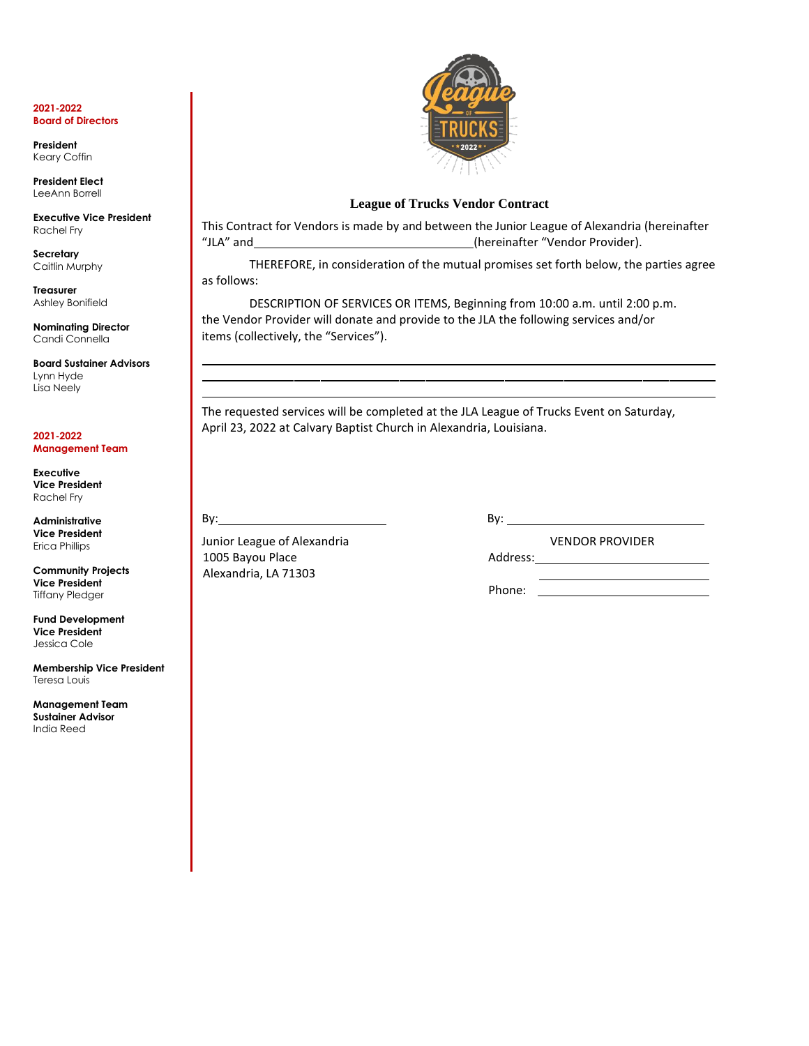**2021-2022**
**Board of Directors**

**President**
Keary Coffin

**President Elect**
LeeAnn Borrell

**Executive Vice President**
Rachel Fry

**Secretary**
Caitlin Murphy

**Treasurer**
Ashley Bonifield

**Nominating Director**
Candi Connella

**Board Sustainer Advisors**
Lynn Hyde
Lisa Neely

**2021-2022**
**Management Team**

**Executive Vice President**
Rachel Fry

**Administrative Vice President**
Erica Phillips

**Community Projects Vice President**
Tiffany Pledger

**Fund Development Vice President**
Jessica Cole

**Membership Vice President**
Teresa Louis

**Management Team Sustainer Advisor**
India Reed

## League of Trucks Vendor Contract

This Contract for Vendors is made by and between the Junior League of Alexandria (hereinafter "JLA" and ________________________________(hereinafter "Vendor Provider).

THEREFORE, in consideration of the mutual promises set forth below, the parties agree as follows:

DESCRIPTION OF SERVICES OR ITEMS, Beginning from 10:00 a.m. until 2:00 p.m. the Vendor Provider will donate and provide to the JLA the following services and/or items (collectively, the "Services").

________________________________________________________________________

________________________________________________________________________

________________________________________________________________________

The requested services will be completed at the JLA League of Trucks Event on Saturday, April 23, 2022 at Calvary Baptist Church in Alexandria, Louisiana.

By:___________________________

Junior League of Alexandria
1005 Bayou Place
Alexandria, LA 71303

By: ___________________________

VENDOR PROVIDER

Address:_______________________

_______________________

Phone: _______________________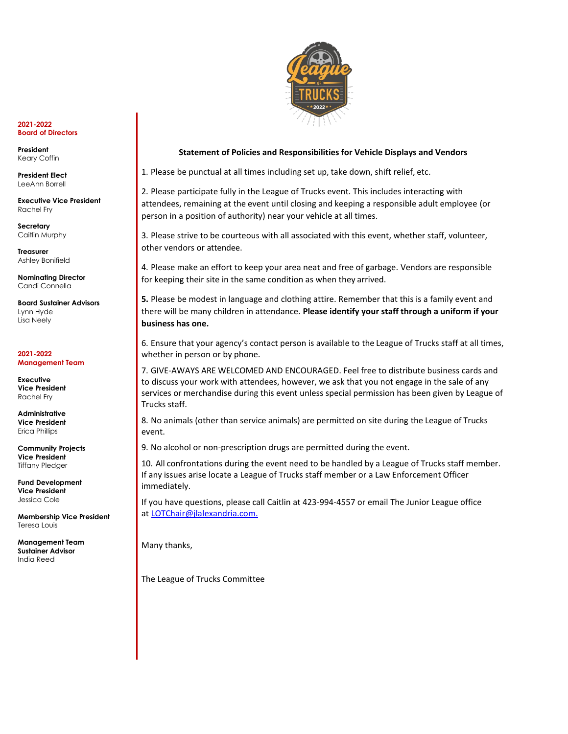**2021-2022**
**Board of Directors**

**President**
Keary Coffin

**President Elect**
LeeAnn Borrell

**Executive Vice President**
Rachel Fry

**Secretary**
Caitlin Murphy

**Treasurer**
Ashley Bonifield

**Nominating Director**
Candi Connella

**Board Sustainer Advisors**
Lynn Hyde
Lisa Neely

**2021-2022**
**Management Team**

**Executive Vice President**
Rachel Fry

**Administrative Vice President**
Erica Phillips

**Community Projects Vice President**
Tiffany Pledger

**Fund Development Vice President**
Jessica Cole

**Membership Vice President**
Teresa Louis

**Management Team Sustainer Advisor**
India Reed

**Statement of Policies and Responsibilities for Vehicle Displays and Vendors**

1. Please be punctual at all times including set up, take down, shift relief, etc.

2. Please participate fully in the League of Trucks event. This includes interacting with attendees, remaining at the event until closing and keeping a responsible adult employee (or person in a position of authority) near your vehicle at all times.

3. Please strive to be courteous with all associated with this event, whether staff, volunteer, other vendors or attendee.

4. Please make an effort to keep your area neat and free of garbage. Vendors are responsible for keeping their site in the same condition as when they arrived.

**5.** Please be modest in language and clothing attire. Remember that this is a family event and there will be many children in attendance. **Please identify your staff through a uniform if your business has one.**

6. Ensure that your agency's contact person is available to the League of Trucks staff at all times, whether in person or by phone.

7. GIVE-AWAYS ARE WELCOMED AND ENCOURAGED. Feel free to distribute business cards and to discuss your work with attendees, however, we ask that you not engage in the sale of any services or merchandise during this event unless special permission has been given by League of Trucks staff.

8. No animals (other than service animals) are permitted on site during the League of Trucks event.

9. No alcohol or non-prescription drugs are permitted during the event.

10. All confrontations during the event need to be handled by a League of Trucks staff member. If any issues arise locate a League of Trucks staff member or a Law Enforcement Officer immediately.

If you have questions, please call Caitlin at 423-994-4557 or email The Junior League office at LOTChair@jlalexandria.com.

Many thanks,

The League of Trucks Committee